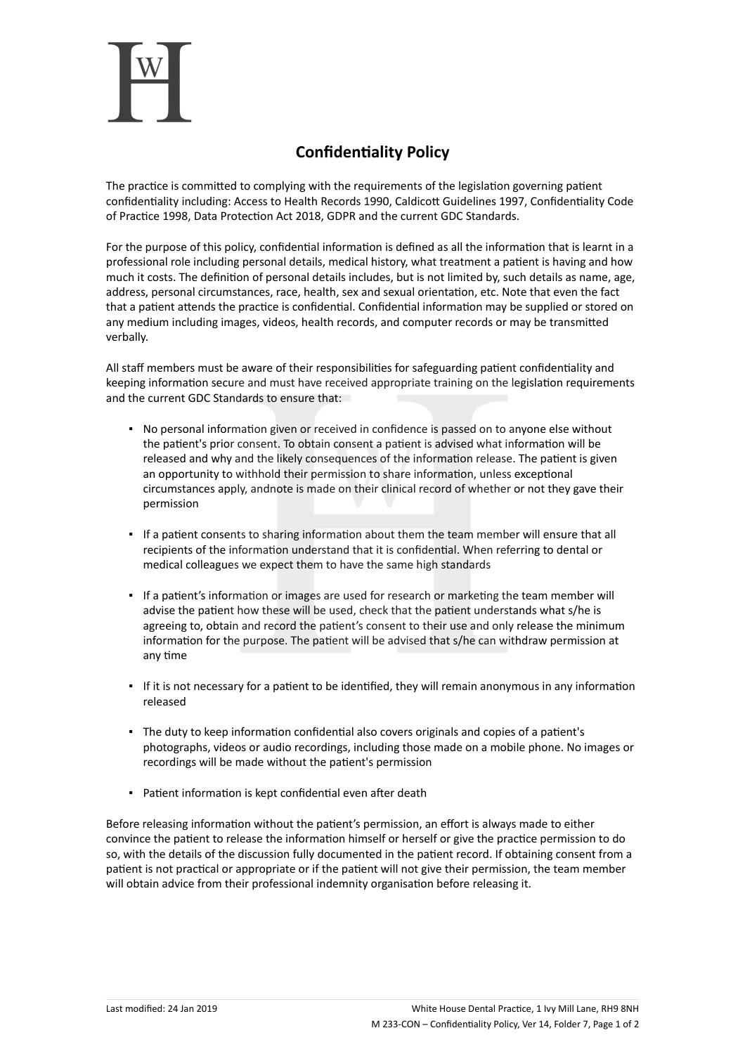# Confidentiality Policy

The practice is committed to complying with the requirements of the legislation governing patient confidentiality including: Access to Health Records 1990, Caldicott Guidelines 1997, Confidentiality Code of Practice 1998, Data Protection Act 2018, GDPR and the current GDC Standards.

For the purpose of this policy, confidential information is defined as all the information that is learnt in a professional role including personal details, medical history, what treatment a patient is having and how much it costs. The definition of personal details includes, but is not limited by, such details as name, age, address, personal circumstances, race, health, sex and sexual orientation, etc. Note that even the fact that a patient attends the practice is confidential. Confidential information may be supplied or stored on any medium including images, videos, health records, and computer records or may be transmitted verbally.

All staff members must be aware of their responsibilities for safeguarding patient confidentiality and keeping information secure and must have received appropriate training on the legislation requirements and the current GDC Standards to ensure that:

- No personal information given or received in confidence is passed on to anyone else without the patient's prior consent. To obtain consent a patient is advised what information will be released and why and the likely consequences of the information release. The patient is given an opportunity to withhold their permission to share information, unless exceptional circumstances apply, andnote is made on their clinical record of whether or not they gave their permission

- If a patient consents to sharing information about them the team member will ensure that all recipients of the information understand that it is confidential. When referring to dental or medical colleagues we expect them to have the same high standards

- If a patient's information or images are used for research or marketing the team member will advise the patient how these will be used, check that the patient understands what s/he is agreeing to, obtain and record the patient's consent to their use and only release the minimum information for the purpose. The patient will be advised that s/he can withdraw permission at any time

- If it is not necessary for a patient to be identified, they will remain anonymous in any information released

- The duty to keep information confidential also covers originals and copies of a patient's photographs, videos or audio recordings, including those made on a mobile phone. No images or recordings will be made without the patient's permission

- Patient information is kept confidential even after death

Before releasing information without the patient's permission, an effort is always made to either convince the patient to release the information himself or herself or give the practice permission to do so, with the details of the discussion fully documented in the patient record. If obtaining consent from a patient is not practical or appropriate or if the patient will not give their permission, the team member will obtain advice from their professional indemnity organisation before releasing it.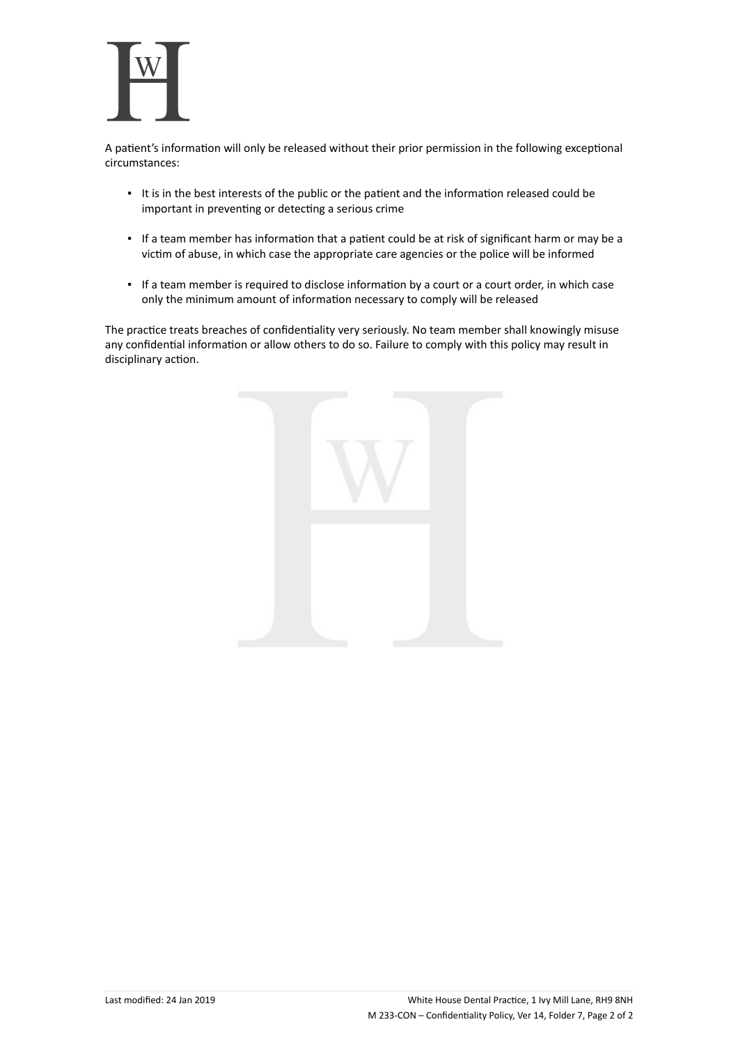A patient's information will only be released without their prior permission in the following exceptional circumstances:

- It is in the best interests of the public or the patient and the information released could be important in preventing or detecting a serious crime
- If a team member has information that a patient could be at risk of significant harm or may be a victim of abuse, in which case the appropriate care agencies or the police will be informed
- If a team member is required to disclose information by a court or a court order, in which case only the minimum amount of information necessary to comply will be released

The practice treats breaches of confidentiality very seriously. No team member shall knowingly misuse any confidential information or allow others to do so. Failure to comply with this policy may result in disciplinary action.